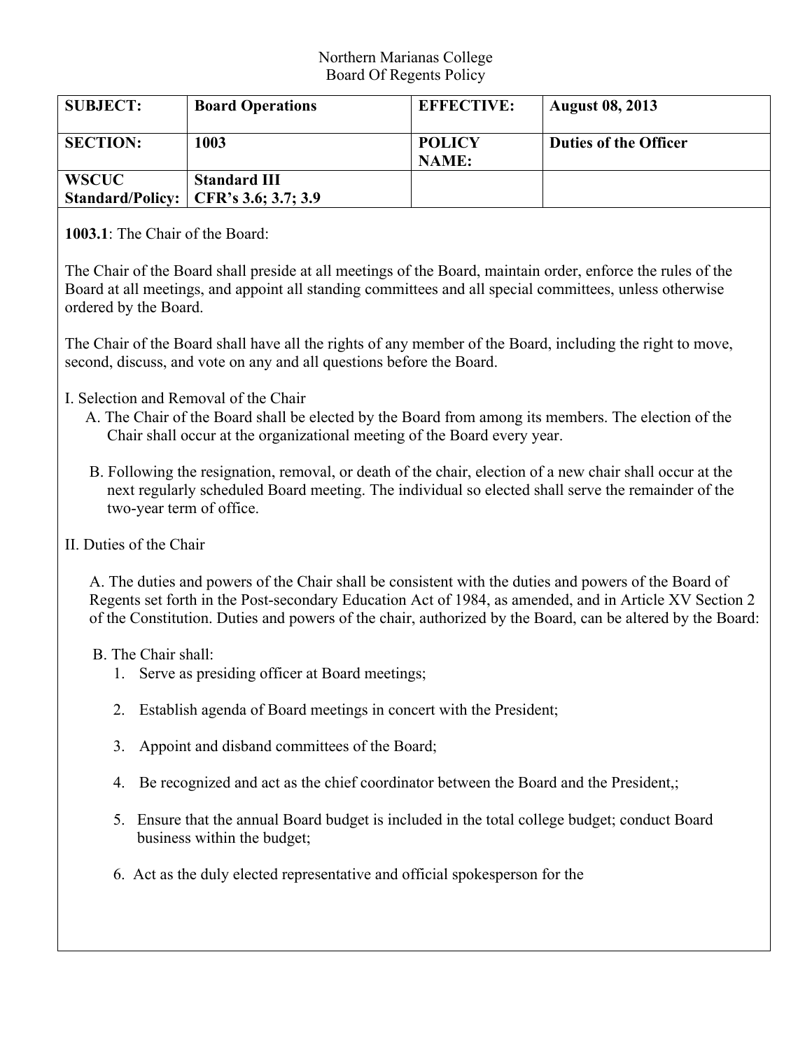Northern Marianas College
Board Of Regents Policy

| SUBJECT: | Board Operations | EFFECTIVE: | August 08, 2013 |
|---|---|---|---|
| SECTION: | 1003 | POLICY NAME: | Duties of the Officer |
| WSCUC Standard/Policy: | Standard III CFR's 3.6; 3.7; 3.9 | | |

**1003.1**: The Chair of the Board:

The Chair of the Board shall preside at all meetings of the Board, maintain order, enforce the rules of the Board at all meetings, and appoint all standing committees and all special committees, unless otherwise ordered by the Board.

The Chair of the Board shall have all the rights of any member of the Board, including the right to move, second, discuss, and vote on any and all questions before the Board.

I. Selection and Removal of the Chair

A. The Chair of the Board shall be elected by the Board from among its members. The election of the Chair shall occur at the organizational meeting of the Board every year.

B. Following the resignation, removal, or death of the chair, election of a new chair shall occur at the next regularly scheduled Board meeting. The individual so elected shall serve the remainder of the two-year term of office.

II. Duties of the Chair

A. The duties and powers of the Chair shall be consistent with the duties and powers of the Board of Regents set forth in the Post-secondary Education Act of 1984, as amended, and in Article XV Section 2 of the Constitution. Duties and powers of the chair, authorized by the Board, can be altered by the Board:

B. The Chair shall:

1. Serve as presiding officer at Board meetings;
2. Establish agenda of Board meetings in concert with the President;
3. Appoint and disband committees of the Board;
4. Be recognized and act as the chief coordinator between the Board and the President,;
5. Ensure that the annual Board budget is included in the total college budget; conduct Board business within the budget;
6. Act as the duly elected representative and official spokesperson for the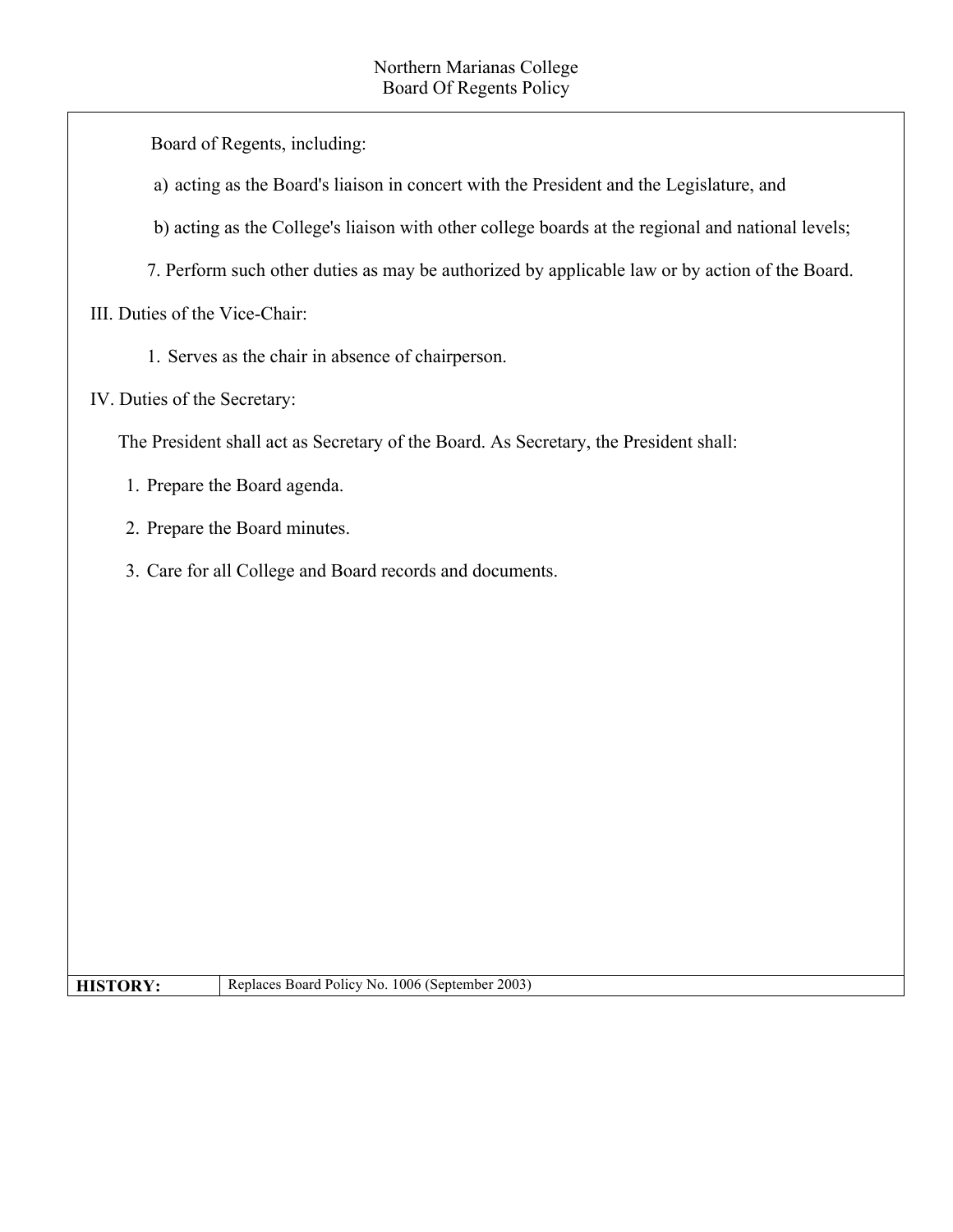Board of Regents, including:

a) acting as the Board's liaison in concert with the President and the Legislature, and

b) acting as the College's liaison with other college boards at the regional and national levels;

7. Perform such other duties as may be authorized by applicable law or by action of the Board.

III. Duties of the Vice-Chair:

1. Serves as the chair in absence of chairperson.

IV. Duties of the Secretary:

The President shall act as Secretary of the Board. As Secretary, the President shall:

1. Prepare the Board agenda.
2. Prepare the Board minutes.
3. Care for all College and Board records and documents.

| | |
|---|---|
| **HISTORY:** | Replaces Board Policy No. 1006 (September 2003) |